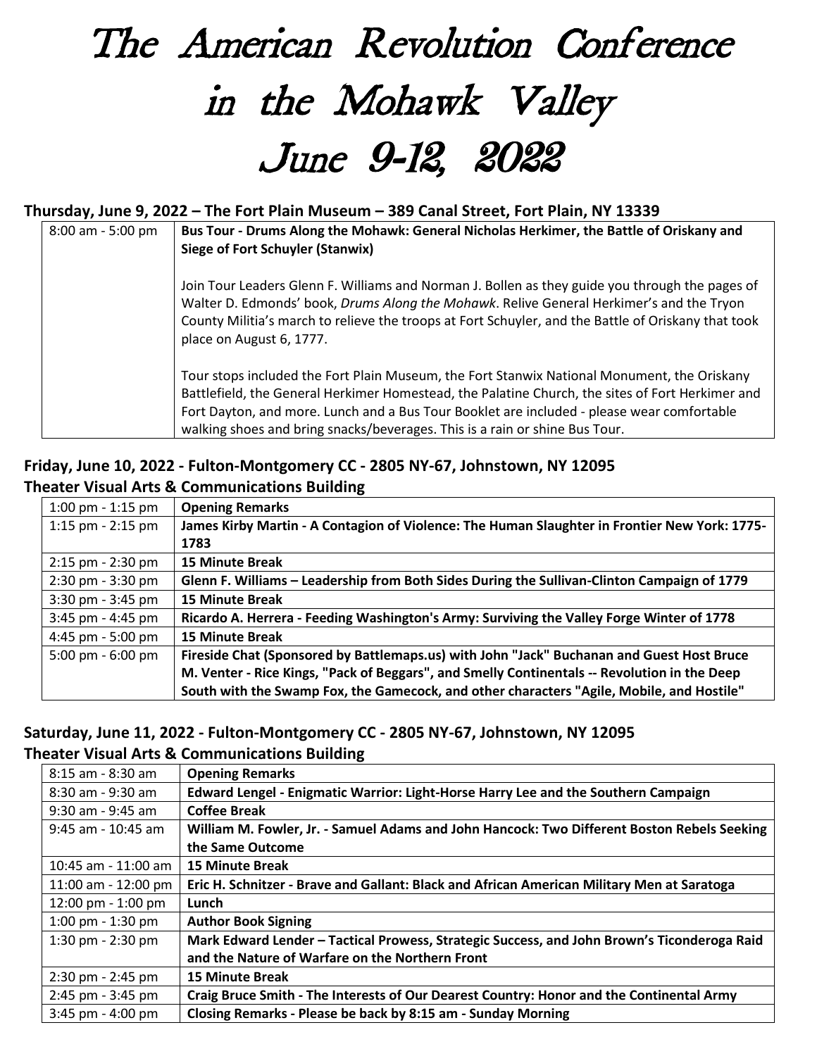# The American Revolution Conference in the Mohawk Valley June 9-12, 2022

### Thursday, June 9, 2022 – The Fort Plain Museum – 389 Canal Street, Fort Plain, NY 13339

| | |
|---|---|
| 8:00 am - 5:00 pm | **Bus Tour - Drums Along the Mohawk: General Nicholas Herkimer, the Battle of Oriskany and Siege of Fort Schuyler (Stanwix)**<br><br>Join Tour Leaders Glenn F. Williams and Norman J. Bollen as they guide you through the pages of Walter D. Edmonds' book, *Drums Along the Mohawk*. Relive General Herkimer's and the Tryon County Militia's march to relieve the troops at Fort Schuyler, and the Battle of Oriskany that took place on August 6, 1777.<br><br>Tour stops included the Fort Plain Museum, the Fort Stanwix National Monument, the Oriskany Battlefield, the General Herkimer Homestead, the Palatine Church, the sites of Fort Herkimer and Fort Dayton, and more. Lunch and a Bus Tour Booklet are included - please wear comfortable walking shoes and bring snacks/beverages. This is a rain or shine Bus Tour. |

### Friday, June 10, 2022 - Fulton-Montgomery CC - 2805 NY-67, Johnstown, NY 12095
### Theater Visual Arts & Communications Building

| | |
|---|---|
| 1:00 pm - 1:15 pm | **Opening Remarks** |
| 1:15 pm - 2:15 pm | **James Kirby Martin - A Contagion of Violence: The Human Slaughter in Frontier New York: 1775-1783** |
| 2:15 pm - 2:30 pm | **15 Minute Break** |
| 2:30 pm - 3:30 pm | **Glenn F. Williams – Leadership from Both Sides During the Sullivan-Clinton Campaign of 1779** |
| 3:30 pm - 3:45 pm | **15 Minute Break** |
| 3:45 pm - 4:45 pm | **Ricardo A. Herrera - Feeding Washington's Army: Surviving the Valley Forge Winter of 1778** |
| 4:45 pm - 5:00 pm | **15 Minute Break** |
| 5:00 pm - 6:00 pm | **Fireside Chat (Sponsored by Battlemaps.us) with John "Jack" Buchanan and Guest Host Bruce M. Venter - Rice Kings, "Pack of Beggars", and Smelly Continentals -- Revolution in the Deep South with the Swamp Fox, the Gamecock, and other characters "Agile, Mobile, and Hostile"** |

### Saturday, June 11, 2022 - Fulton-Montgomery CC - 2805 NY-67, Johnstown, NY 12095
### Theater Visual Arts & Communications Building

| | |
|---|---|
| 8:15 am - 8:30 am | **Opening Remarks** |
| 8:30 am - 9:30 am | **Edward Lengel - Enigmatic Warrior: Light-Horse Harry Lee and the Southern Campaign** |
| 9:30 am - 9:45 am | **Coffee Break** |
| 9:45 am - 10:45 am | **William M. Fowler, Jr. - Samuel Adams and John Hancock: Two Different Boston Rebels Seeking the Same Outcome** |
| 10:45 am - 11:00 am | **15 Minute Break** |
| 11:00 am - 12:00 pm | **Eric H. Schnitzer - Brave and Gallant: Black and African American Military Men at Saratoga** |
| 12:00 pm - 1:00 pm | **Lunch** |
| 1:00 pm - 1:30 pm | **Author Book Signing** |
| 1:30 pm - 2:30 pm | **Mark Edward Lender – Tactical Prowess, Strategic Success, and John Brown's Ticonderoga Raid and the Nature of Warfare on the Northern Front** |
| 2:30 pm - 2:45 pm | **15 Minute Break** |
| 2:45 pm - 3:45 pm | **Craig Bruce Smith - The Interests of Our Dearest Country: Honor and the Continental Army** |
| 3:45 pm - 4:00 pm | **Closing Remarks - Please be back by 8:15 am - Sunday Morning** |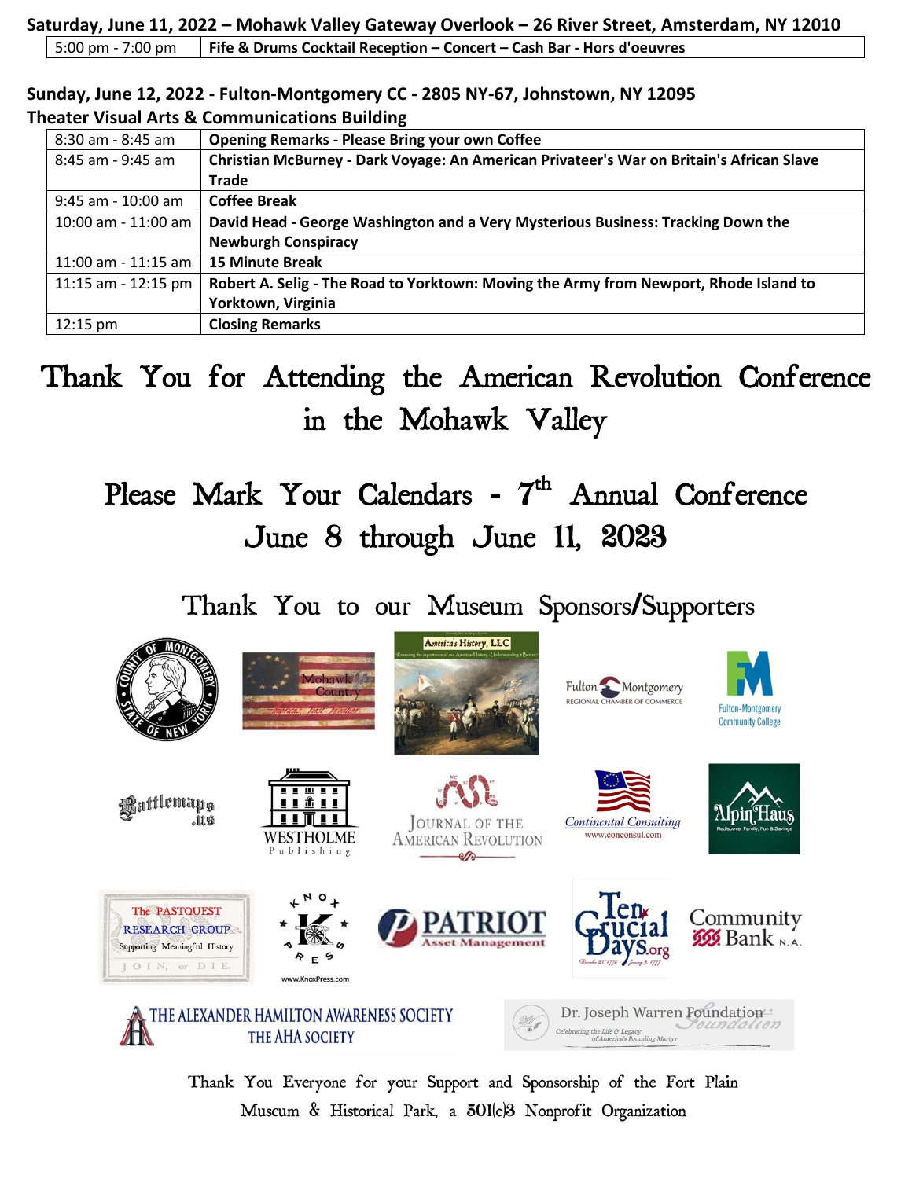**Saturday, June 11, 2022 – Mohawk Valley Gateway Overlook – 26 River Street, Amsterdam, NY 12010**

| | |
|---|---|
| 5:00 pm - 7:00 pm | **Fife & Drums Cocktail Reception – Concert – Cash Bar - Hors d'oeuvres** |

**Sunday, June 12, 2022 - Fulton-Montgomery CC - 2805 NY-67, Johnstown, NY 12095**
**Theater Visual Arts & Communications Building**

| | |
|---|---|
| 8:30 am - 8:45 am | **Opening Remarks - Please Bring your own Coffee** |
| 8:45 am - 9:45 am | **Christian McBurney - Dark Voyage: An American Privateer's War on Britain's African Slave Trade** |
| 9:45 am - 10:00 am | **Coffee Break** |
| 10:00 am - 11:00 am | **David Head - George Washington and a Very Mysterious Business: Tracking Down the Newburgh Conspiracy** |
| 11:00 am - 11:15 am | **15 Minute Break** |
| 11:15 am - 12:15 pm | **Robert A. Selig - The Road to Yorktown: Moving the Army from Newport, Rhode Island to Yorktown, Virginia** |
| 12:15 pm | **Closing Remarks** |

# Thank You for Attending the American Revolution Conference in the Mohawk Valley

## Please Mark Your Calendars - 7th Annual Conference June 8 through June 11, 2023

## Thank You to our Museum Sponsors/Supporters

County of Montgomery State of New York

Mohawk Country

America's History, LLC

Fulton Montgomery Regional Chamber of Commerce

Fulton-Montgomery Community College

Battlemaps.us

Westholme Publishing

Journal of the American Revolution

Continental Consulting www.conconsul.com

Alpin Haus

The Pastquest Research Group – Supporting Meaningful History – Join, or Die

Knox Press www.KnoxPress.com

Patriot Asset Management

Ten Crucial Days.org

Community Bank N.A.

The Alexander Hamilton Awareness Society – The AHA Society

Dr. Joseph Warren Foundation – Celebrating the Life & Legacy of America's Founding Martyr

Thank You Everyone for your Support and Sponsorship of the Fort Plain Museum & Historical Park, a 501(c)3 Nonprofit Organization